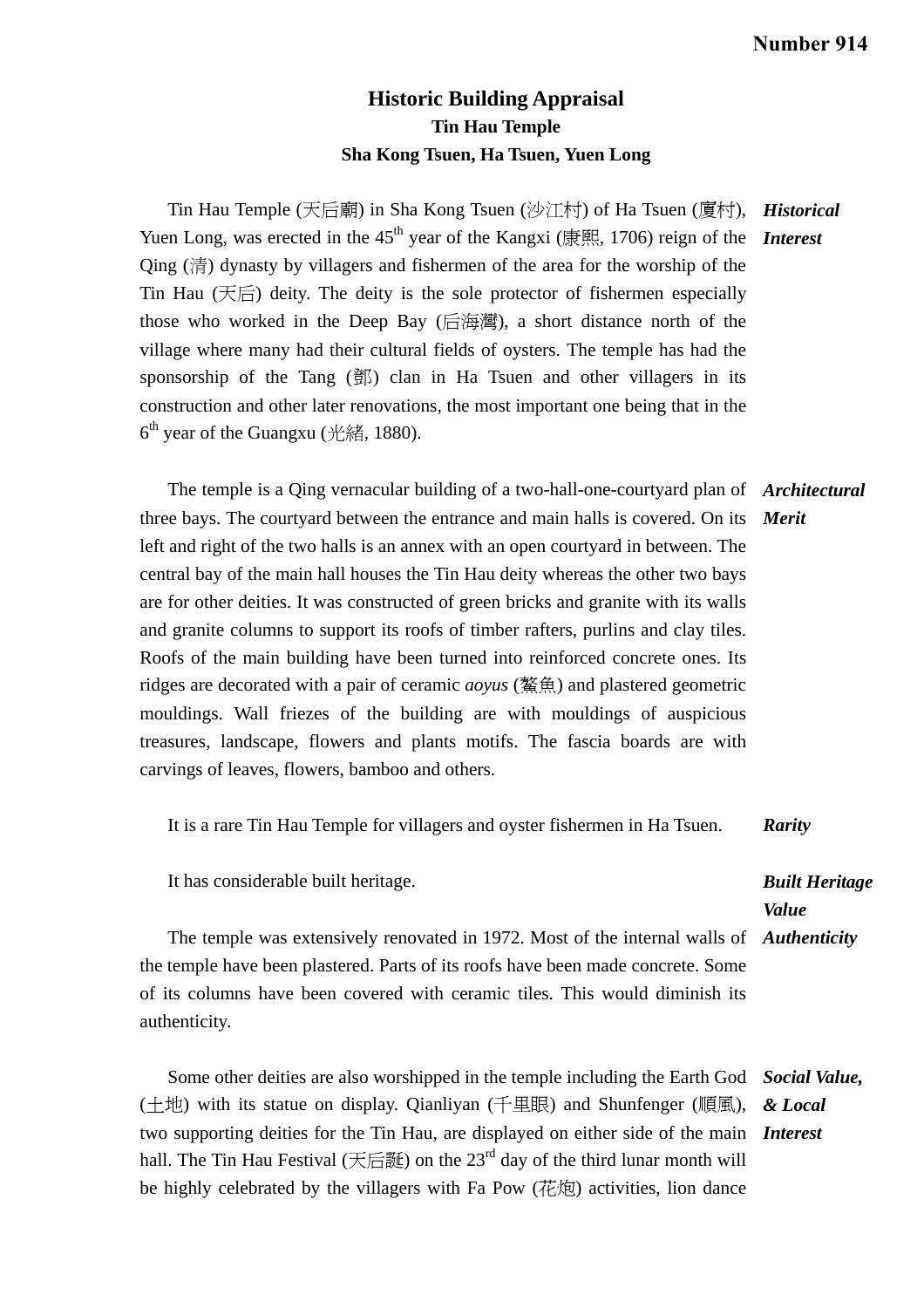Number 914

# Historic Building Appraisal

## Tin Hau Temple

### Sha Kong Tsuen, Ha Tsuen, Yuen Long

***Historical Interest***

Tin Hau Temple (天后廟) in Sha Kong Tsuen (沙江村) of Ha Tsuen (廈村), Yuen Long, was erected in the 45th year of the Kangxi (康熙, 1706) reign of the Qing (清) dynasty by villagers and fishermen of the area for the worship of the Tin Hau (天后) deity. The deity is the sole protector of fishermen especially those who worked in the Deep Bay (后海灣), a short distance north of the village where many had their cultural fields of oysters. The temple has had the sponsorship of the Tang (鄧) clan in Ha Tsuen and other villagers in its construction and other later renovations, the most important one being that in the 6th year of the Guangxu (光緒, 1880).

***Architectural Merit***

The temple is a Qing vernacular building of a two-hall-one-courtyard plan of three bays. The courtyard between the entrance and main halls is covered. On its left and right of the two halls is an annex with an open courtyard in between. The central bay of the main hall houses the Tin Hau deity whereas the other two bays are for other deities. It was constructed of green bricks and granite with its walls and granite columns to support its roofs of timber rafters, purlins and clay tiles. Roofs of the main building have been turned into reinforced concrete ones. Its ridges are decorated with a pair of ceramic *aoyus* (鰲魚) and plastered geometric mouldings. Wall friezes of the building are with mouldings of auspicious treasures, landscape, flowers and plants motifs. The fascia boards are with carvings of leaves, flowers, bamboo and others.

***Rarity***

It is a rare Tin Hau Temple for villagers and oyster fishermen in Ha Tsuen.

***Built Heritage Value***

It has considerable built heritage.

***Authenticity***

The temple was extensively renovated in 1972. Most of the internal walls of the temple have been plastered. Parts of its roofs have been made concrete. Some of its columns have been covered with ceramic tiles. This would diminish its authenticity.

***Social Value, & Local Interest***

Some other deities are also worshipped in the temple including the Earth God (土地) with its statue on display. Qianliyan (千里眼) and Shunfenger (順風), two supporting deities for the Tin Hau, are displayed on either side of the main hall. The Tin Hau Festival (天后誕) on the 23rd day of the third lunar month will be highly celebrated by the villagers with Fa Pow (花炮) activities, lion dance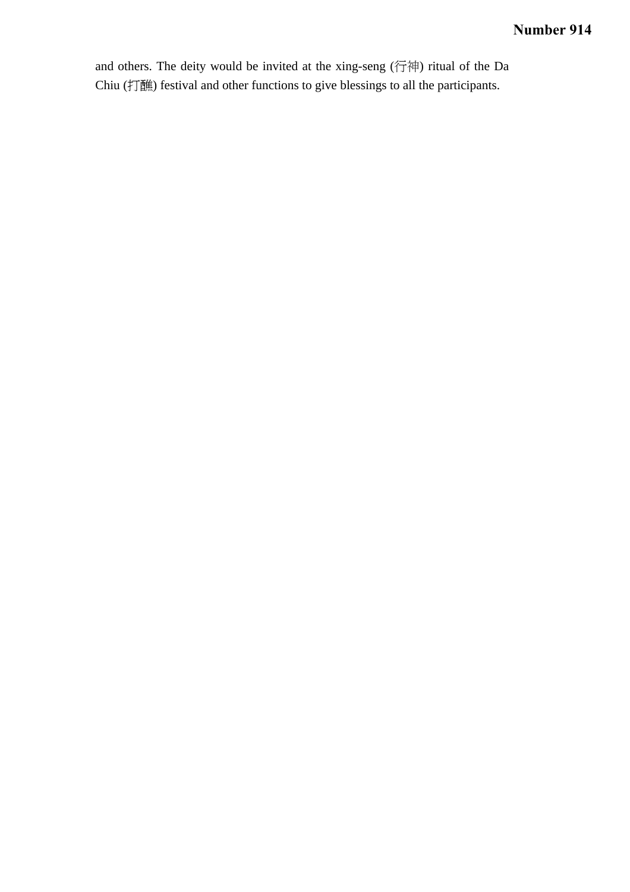and others. The deity would be invited at the xing-seng (行神) ritual of the Da Chiu (打醮) festival and other functions to give blessings to all the participants.